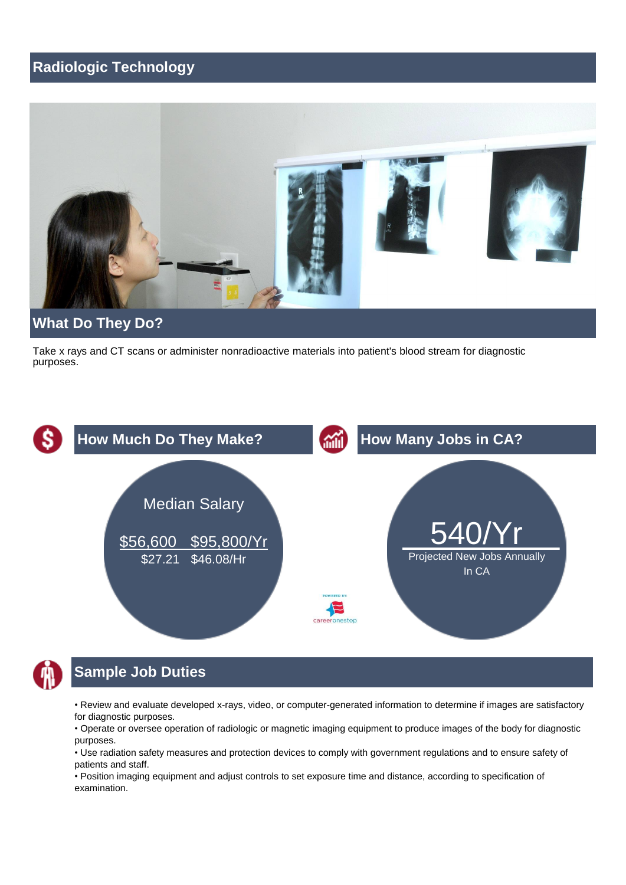# Radiologic Technology

## What Do They Do?

Take x rays and CT scans or administer nonradioactive materials into patient's blood stream for diagnostic purposes.

## How Much Do They Make?

Median Salary

$56,600 $95,800/Yr
$27.21 $46.08/Hr

## How Many Jobs in CA?

540/Yr

Projected New Jobs Annually In CA

POWERED BY: careeronestop

## Sample Job Duties

- Review and evaluate developed x-rays, video, or computer-generated information to determine if images are satisfactory for diagnostic purposes.
- Operate or oversee operation of radiologic or magnetic imaging equipment to produce images of the body for diagnostic purposes.
- Use radiation safety measures and protection devices to comply with government regulations and to ensure safety of patients and staff.
- Position imaging equipment and adjust controls to set exposure time and distance, according to specification of examination.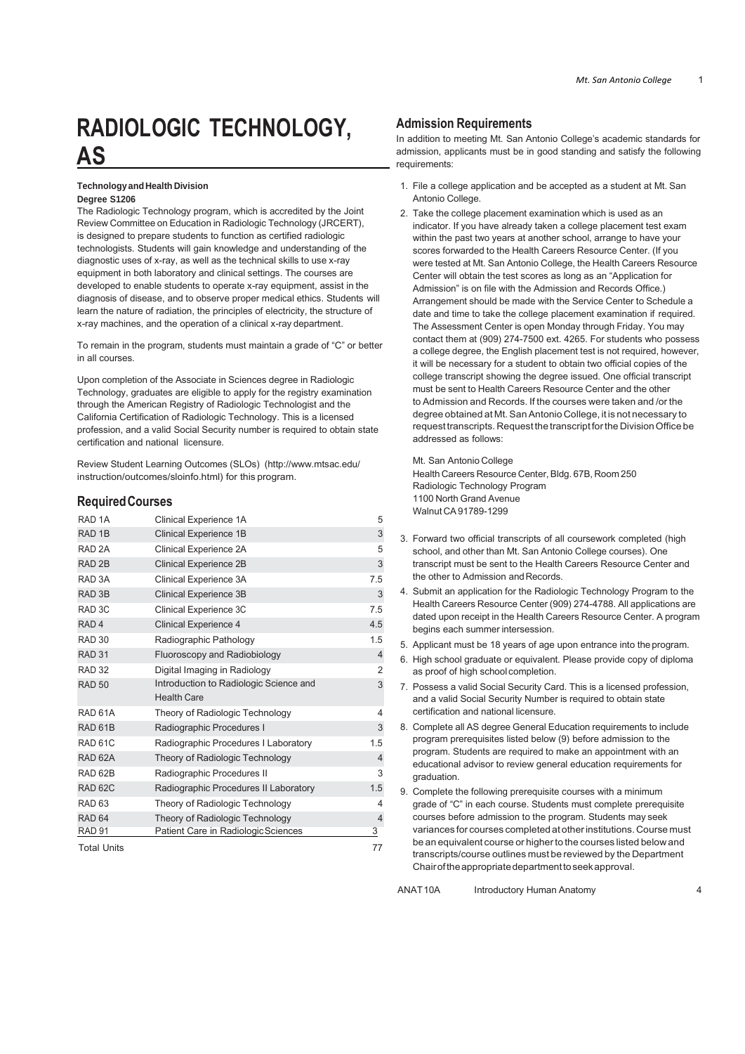# RADIOLOGIC TECHNOLOGY, AS

**Technology and Health Division**

**Degree S1206**

The Radiologic Technology program, which is accredited by the Joint Review Committee on Education in Radiologic Technology (JRCERT), is designed to prepare students to function as certified radiologic technologists. Students will gain knowledge and understanding of the diagnostic uses of x-ray, as well as the technical skills to use x-ray equipment in both laboratory and clinical settings. The courses are developed to enable students to operate x-ray equipment, assist in the diagnosis of disease, and to observe proper medical ethics. Students will learn the nature of radiation, the principles of electricity, the structure of x-ray machines, and the operation of a clinical x-ray department.

To remain in the program, students must maintain a grade of "C" or better in all courses.

Upon completion of the Associate in Sciences degree in Radiologic Technology, graduates are eligible to apply for the registry examination through the American Registry of Radiologic Technologist and the California Certification of Radiologic Technology. This is a licensed profession, and a valid Social Security number is required to obtain state certification and national licensure.

Review Student Learning Outcomes (SLOs) (http://www.mtsac.edu/instruction/outcomes/sloinfo.html) for this program.

## Required Courses

| | | |
|---|---|---|
| RAD 1A | Clinical Experience 1A | 5 |
| RAD 1B | Clinical Experience 1B | 3 |
| RAD 2A | Clinical Experience 2A | 5 |
| RAD 2B | Clinical Experience 2B | 3 |
| RAD 3A | Clinical Experience 3A | 7.5 |
| RAD 3B | Clinical Experience 3B | 3 |
| RAD 3C | Clinical Experience 3C | 7.5 |
| RAD 4 | Clinical Experience 4 | 4.5 |
| RAD 30 | Radiographic Pathology | 1.5 |
| RAD 31 | Fluoroscopy and Radiobiology | 4 |
| RAD 32 | Digital Imaging in Radiology | 2 |
| RAD 50 | Introduction to Radiologic Science and Health Care | 3 |
| RAD 61A | Theory of Radiologic Technology | 4 |
| RAD 61B | Radiographic Procedures I | 3 |
| RAD 61C | Radiographic Procedures I Laboratory | 1.5 |
| RAD 62A | Theory of Radiologic Technology | 4 |
| RAD 62B | Radiographic Procedures II | 3 |
| RAD 62C | Radiographic Procedures II Laboratory | 1.5 |
| RAD 63 | Theory of Radiologic Technology | 4 |
| RAD 64 | Theory of Radiologic Technology | 4 |
| RAD 91 | Patient Care in Radiologic Sciences | 3 |
| Total Units | | 77 |

## Admission Requirements

In addition to meeting Mt. San Antonio College's academic standards for admission, applicants must be in good standing and satisfy the following requirements:

1. File a college application and be accepted as a student at Mt. San Antonio College.
2. Take the college placement examination which is used as an indicator. If you have already taken a college placement test exam within the past two years at another school, arrange to have your scores forwarded to the Health Careers Resource Center. (If you were tested at Mt. San Antonio College, the Health Careers Resource Center will obtain the test scores as long as an "Application for Admission" is on file with the Admission and Records Office.) Arrangement should be made with the Service Center to Schedule a date and time to take the college placement examination if required. The Assessment Center is open Monday through Friday. You may contact them at (909) 274-7500 ext. 4265. For students who possess a college degree, the English placement test is not required, however, it will be necessary for a student to obtain two official copies of the college transcript showing the degree issued. One official transcript must be sent to Health Careers Resource Center and the other to Admission and Records. If the courses were taken and /or the degree obtained at Mt. San Antonio College, it is not necessary to request transcripts. Request the transcript for the Division Office be addressed as follows:

   Mt. San Antonio College
   Health Careers Resource Center, Bldg. 67B, Room 250
   Radiologic Technology Program
   1100 North Grand Avenue
   Walnut CA 91789-1299

3. Forward two official transcripts of all coursework completed (high school, and other than Mt. San Antonio College courses). One transcript must be sent to the Health Careers Resource Center and the other to Admission and Records.
4. Submit an application for the Radiologic Technology Program to the Health Careers Resource Center (909) 274-4788. All applications are dated upon receipt in the Health Careers Resource Center. A program begins each summer intersession.
5. Applicant must be 18 years of age upon entrance into the program.
6. High school graduate or equivalent. Please provide copy of diploma as proof of high school completion.
7. Possess a valid Social Security Card. This is a licensed profession, and a valid Social Security Number is required to obtain state certification and national licensure.
8. Complete all AS degree General Education requirements to include program prerequisites listed below (9) before admission to the program. Students are required to make an appointment with an educational advisor to review general education requirements for graduation.
9. Complete the following prerequisite courses with a minimum grade of "C" in each course. Students must complete prerequisite courses before admission to the program. Students may seek variances for courses completed at other institutions. Course must be an equivalent course or higher to the courses listed below and transcripts/course outlines must be reviewed by the Department Chair of the appropriate department to seek approval.

| | | |
|---|---|---|
| ANAT 10A | Introductory Human Anatomy | 4 |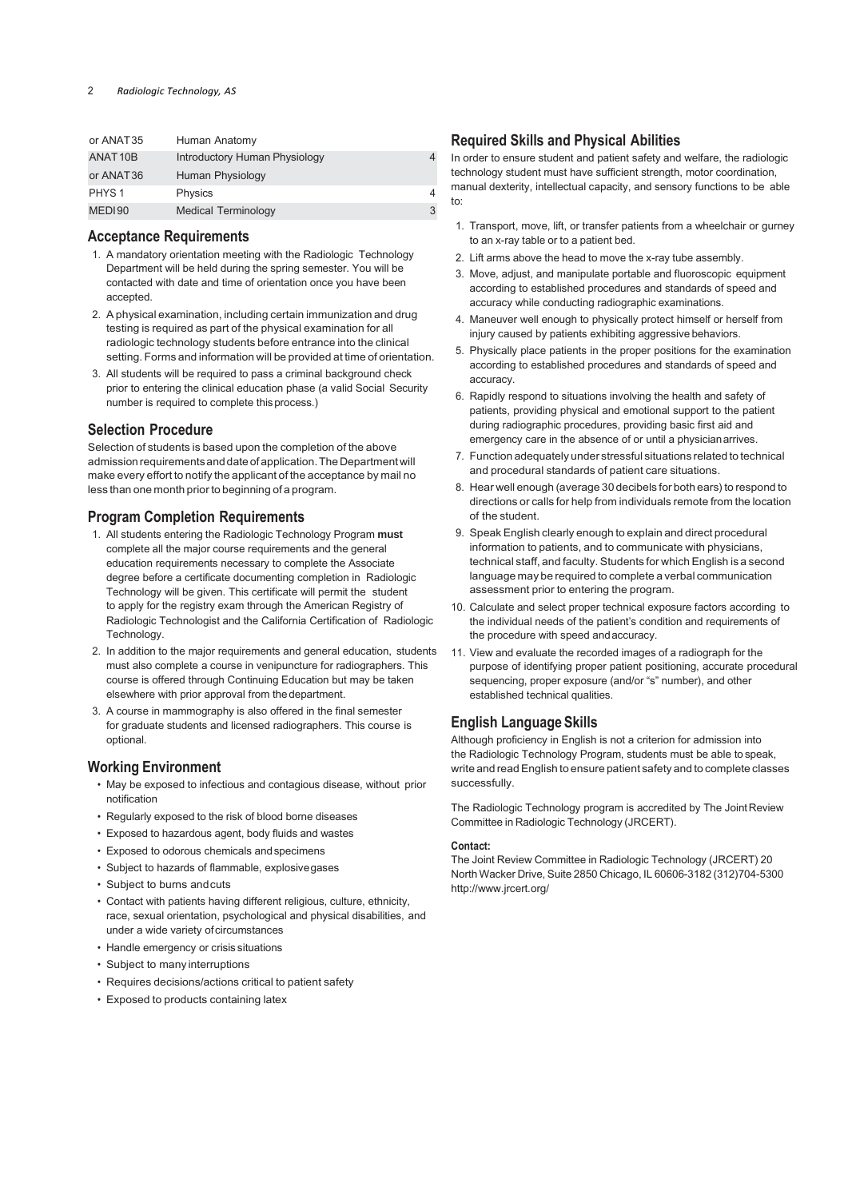| | | |
|---|---|---|
| or ANAT 35 | Human Anatomy | |
| ANAT 10B | Introductory Human Physiology | 4 |
| or ANAT 36 | Human Physiology | |
| PHYS 1 | Physics | 4 |
| MEDI 90 | Medical Terminology | 3 |

## Acceptance Requirements

1. A mandatory orientation meeting with the Radiologic Technology Department will be held during the spring semester. You will be contacted with date and time of orientation once you have been accepted.
2. A physical examination, including certain immunization and drug testing is required as part of the physical examination for all radiologic technology students before entrance into the clinical setting. Forms and information will be provided at time of orientation.
3. All students will be required to pass a criminal background check prior to entering the clinical education phase (a valid Social Security number is required to complete this process.)

## Selection Procedure

Selection of students is based upon the completion of the above admission requirements and date of application. The Department will make every effort to notify the applicant of the acceptance by mail no less than one month prior to beginning of a program.

## Program Completion Requirements

1. All students entering the Radiologic Technology Program **must** complete all the major course requirements and the general education requirements necessary to complete the Associate degree before a certificate documenting completion in Radiologic Technology will be given. This certificate will permit the student to apply for the registry exam through the American Registry of Radiologic Technologist and the California Certification of Radiologic Technology.
2. In addition to the major requirements and general education, students must also complete a course in venipuncture for radiographers. This course is offered through Continuing Education but may be taken elsewhere with prior approval from the department.
3. A course in mammography is also offered in the final semester for graduate students and licensed radiographers. This course is optional.

## Working Environment

- May be exposed to infectious and contagious disease, without prior notification
- Regularly exposed to the risk of blood borne diseases
- Exposed to hazardous agent, body fluids and wastes
- Exposed to odorous chemicals and specimens
- Subject to hazards of flammable, explosive gases
- Subject to burns and cuts
- Contact with patients having different religious, culture, ethnicity, race, sexual orientation, psychological and physical disabilities, and under a wide variety of circumstances
- Handle emergency or crisis situations
- Subject to many interruptions
- Requires decisions/actions critical to patient safety
- Exposed to products containing latex

## Required Skills and Physical Abilities

In order to ensure student and patient safety and welfare, the radiologic technology student must have sufficient strength, motor coordination, manual dexterity, intellectual capacity, and sensory functions to be able to:

1. Transport, move, lift, or transfer patients from a wheelchair or gurney to an x-ray table or to a patient bed.
2. Lift arms above the head to move the x-ray tube assembly.
3. Move, adjust, and manipulate portable and fluoroscopic equipment according to established procedures and standards of speed and accuracy while conducting radiographic examinations.
4. Maneuver well enough to physically protect himself or herself from injury caused by patients exhibiting aggressive behaviors.
5. Physically place patients in the proper positions for the examination according to established procedures and standards of speed and accuracy.
6. Rapidly respond to situations involving the health and safety of patients, providing physical and emotional support to the patient during radiographic procedures, providing basic first aid and emergency care in the absence of or until a physician arrives.
7. Function adequately under stressful situations related to technical and procedural standards of patient care situations.
8. Hear well enough (average 30 decibels for both ears) to respond to directions or calls for help from individuals remote from the location of the student.
9. Speak English clearly enough to explain and direct procedural information to patients, and to communicate with physicians, technical staff, and faculty. Students for which English is a second language may be required to complete a verbal communication assessment prior to entering the program.
10. Calculate and select proper technical exposure factors according to the individual needs of the patient's condition and requirements of the procedure with speed and accuracy.
11. View and evaluate the recorded images of a radiograph for the purpose of identifying proper patient positioning, accurate procedural sequencing, proper exposure (and/or "s" number), and other established technical qualities.

## English Language Skills

Although proficiency in English is not a criterion for admission into the Radiologic Technology Program, students must be able to speak, write and read English to ensure patient safety and to complete classes successfully.

The Radiologic Technology program is accredited by The Joint Review Committee in Radiologic Technology (JRCERT).

**Contact:**

The Joint Review Committee in Radiologic Technology (JRCERT) 20 North Wacker Drive, Suite 2850 Chicago, IL 60606-3182 (312)704-5300 http://www.jrcert.org/